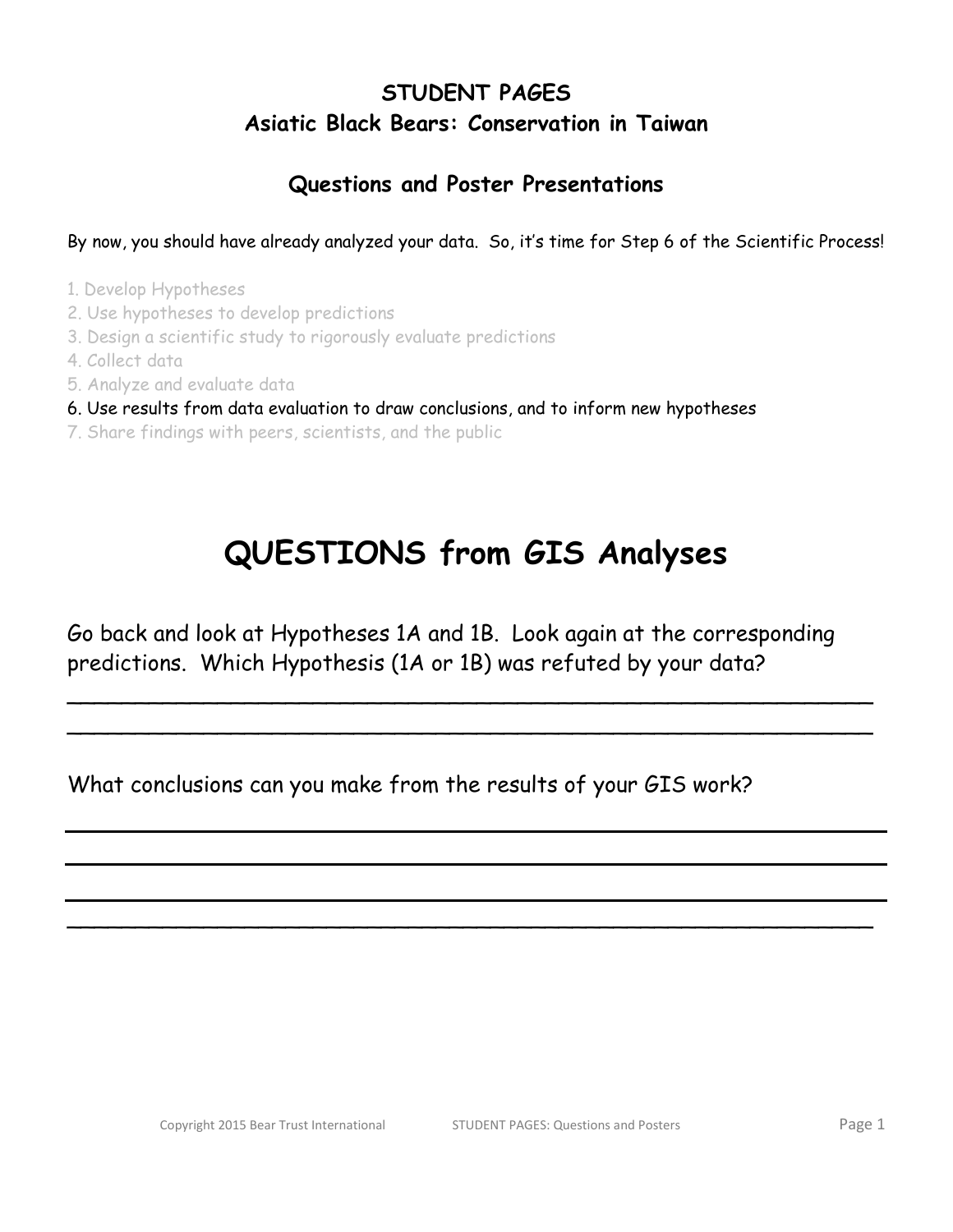**STUDENT PAGES**

**Asiatic Black Bears: Conservation in Taiwan**

**Questions and Poster Presentations**

By now, you should have already analyzed your data. So, it's time for Step 6 of the Scientific Process!

1. Develop Hypotheses
2. Use hypotheses to develop predictions
3. Design a scientific study to rigorously evaluate predictions
4. Collect data
5. Analyze and evaluate data
6. Use results from data evaluation to draw conclusions, and to inform new hypotheses
7. Share findings with peers, scientists, and the public

# QUESTIONS from GIS Analyses

Go back and look at Hypotheses 1A and 1B. Look again at the corresponding predictions. Which Hypothesis (1A or 1B) was refuted by your data?

_______________________________________________________________

_______________________________________________________________

What conclusions can you make from the results of your GIS work?

_______________________________________________________________

_______________________________________________________________

_______________________________________________________________

_______________________________________________________________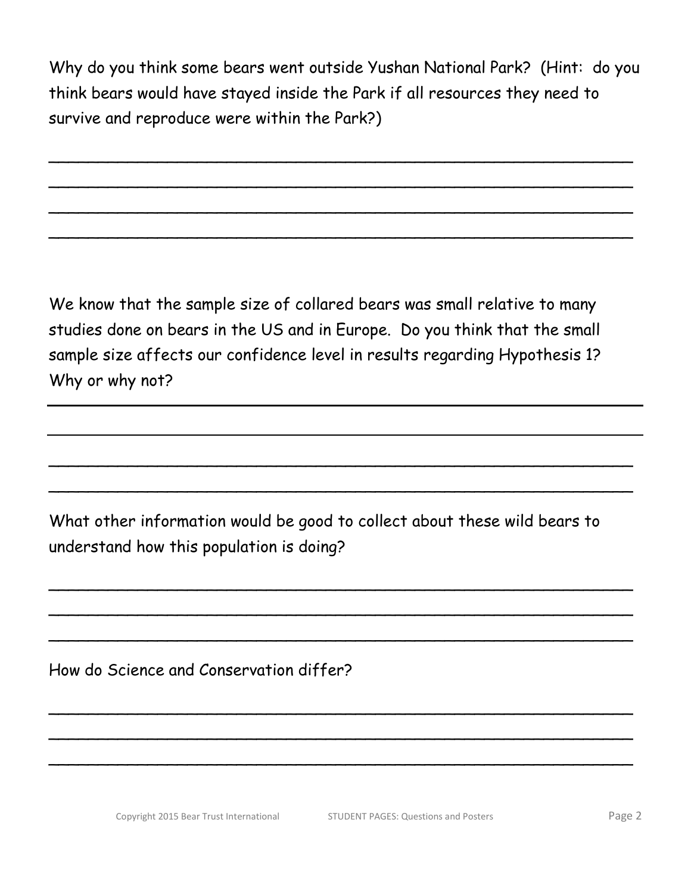Why do you think some bears went outside Yushan National Park? (Hint: do you think bears would have stayed inside the Park if all resources they need to survive and reproduce were within the Park?)

\_\_\_\_\_\_\_\_\_\_\_\_\_\_\_\_\_\_\_\_\_\_\_\_\_\_\_\_\_\_\_\_\_\_\_\_\_\_\_\_\_\_\_\_\_\_\_\_\_\_\_\_\_\_\_\_\_\_\_\_\_\_

\_\_\_\_\_\_\_\_\_\_\_\_\_\_\_\_\_\_\_\_\_\_\_\_\_\_\_\_\_\_\_\_\_\_\_\_\_\_\_\_\_\_\_\_\_\_\_\_\_\_\_\_\_\_\_\_\_\_\_\_\_\_

\_\_\_\_\_\_\_\_\_\_\_\_\_\_\_\_\_\_\_\_\_\_\_\_\_\_\_\_\_\_\_\_\_\_\_\_\_\_\_\_\_\_\_\_\_\_\_\_\_\_\_\_\_\_\_\_\_\_\_\_\_\_

\_\_\_\_\_\_\_\_\_\_\_\_\_\_\_\_\_\_\_\_\_\_\_\_\_\_\_\_\_\_\_\_\_\_\_\_\_\_\_\_\_\_\_\_\_\_\_\_\_\_\_\_\_\_\_\_\_\_\_\_\_\_

We know that the sample size of collared bears was small relative to many studies done on bears in the US and in Europe. Do you think that the small sample size affects our confidence level in results regarding Hypothesis 1? Why or why not?

\_\_\_\_\_\_\_\_\_\_\_\_\_\_\_\_\_\_\_\_\_\_\_\_\_\_\_\_\_\_\_\_\_\_\_\_\_\_\_\_\_\_\_\_\_\_\_\_\_\_\_\_\_\_\_\_\_\_\_\_\_\_

\_\_\_\_\_\_\_\_\_\_\_\_\_\_\_\_\_\_\_\_\_\_\_\_\_\_\_\_\_\_\_\_\_\_\_\_\_\_\_\_\_\_\_\_\_\_\_\_\_\_\_\_\_\_\_\_\_\_\_\_\_\_

\_\_\_\_\_\_\_\_\_\_\_\_\_\_\_\_\_\_\_\_\_\_\_\_\_\_\_\_\_\_\_\_\_\_\_\_\_\_\_\_\_\_\_\_\_\_\_\_\_\_\_\_\_\_\_\_\_\_\_\_\_\_

\_\_\_\_\_\_\_\_\_\_\_\_\_\_\_\_\_\_\_\_\_\_\_\_\_\_\_\_\_\_\_\_\_\_\_\_\_\_\_\_\_\_\_\_\_\_\_\_\_\_\_\_\_\_\_\_\_\_\_\_\_\_

What other information would be good to collect about these wild bears to understand how this population is doing?

\_\_\_\_\_\_\_\_\_\_\_\_\_\_\_\_\_\_\_\_\_\_\_\_\_\_\_\_\_\_\_\_\_\_\_\_\_\_\_\_\_\_\_\_\_\_\_\_\_\_\_\_\_\_\_\_\_\_\_\_\_\_

\_\_\_\_\_\_\_\_\_\_\_\_\_\_\_\_\_\_\_\_\_\_\_\_\_\_\_\_\_\_\_\_\_\_\_\_\_\_\_\_\_\_\_\_\_\_\_\_\_\_\_\_\_\_\_\_\_\_\_\_\_\_

\_\_\_\_\_\_\_\_\_\_\_\_\_\_\_\_\_\_\_\_\_\_\_\_\_\_\_\_\_\_\_\_\_\_\_\_\_\_\_\_\_\_\_\_\_\_\_\_\_\_\_\_\_\_\_\_\_\_\_\_\_\_

How do Science and Conservation differ?

\_\_\_\_\_\_\_\_\_\_\_\_\_\_\_\_\_\_\_\_\_\_\_\_\_\_\_\_\_\_\_\_\_\_\_\_\_\_\_\_\_\_\_\_\_\_\_\_\_\_\_\_\_\_\_\_\_\_\_\_\_\_

\_\_\_\_\_\_\_\_\_\_\_\_\_\_\_\_\_\_\_\_\_\_\_\_\_\_\_\_\_\_\_\_\_\_\_\_\_\_\_\_\_\_\_\_\_\_\_\_\_\_\_\_\_\_\_\_\_\_\_\_\_\_

\_\_\_\_\_\_\_\_\_\_\_\_\_\_\_\_\_\_\_\_\_\_\_\_\_\_\_\_\_\_\_\_\_\_\_\_\_\_\_\_\_\_\_\_\_\_\_\_\_\_\_\_\_\_\_\_\_\_\_\_\_\_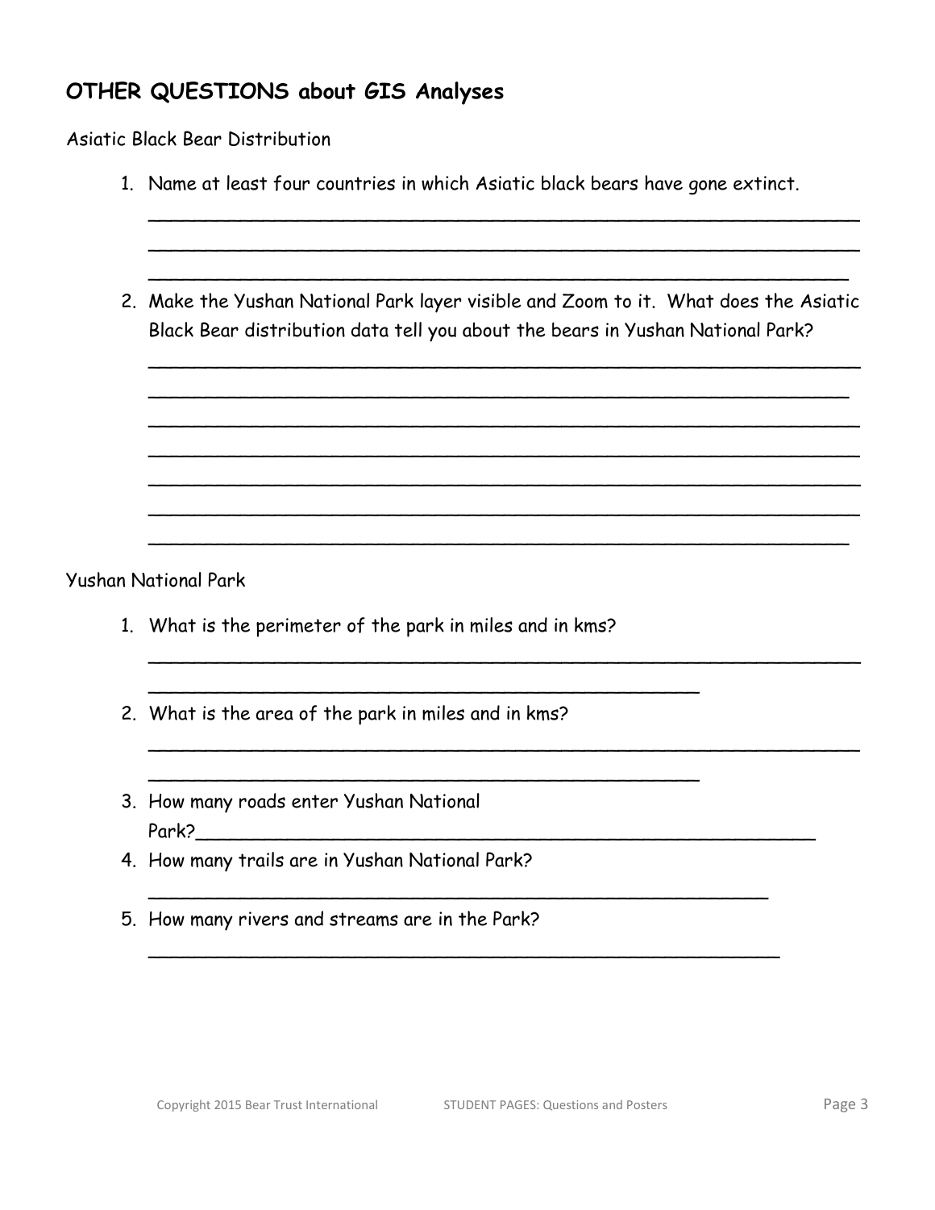## OTHER QUESTIONS about GIS Analyses

Asiatic Black Bear Distribution

1. Name at least four countries in which Asiatic black bears have gone extinct.

   ______________________________________________________________

   ______________________________________________________________

   ______________________________________________________________

2. Make the Yushan National Park layer visible and Zoom to it. What does the Asiatic Black Bear distribution data tell you about the bears in Yushan National Park?

   ______________________________________________________________

   ______________________________________________________________

   ______________________________________________________________

   ______________________________________________________________

   ______________________________________________________________

   ______________________________________________________________

   ______________________________________________________________

Yushan National Park

1. What is the perimeter of the park in miles and in kms?

   ______________________________________________________________

   ______________________________________________

2. What is the area of the park in miles and in kms?

   ______________________________________________________________

   ______________________________________________

3. How many roads enter Yushan National Park?______________________________________________________

4. How many trails are in Yushan National Park?

   ____________________________________________________

5. How many rivers and streams are in the Park?

   _____________________________________________________

Copyright 2015 Bear Trust International STUDENT PAGES: Questions and Posters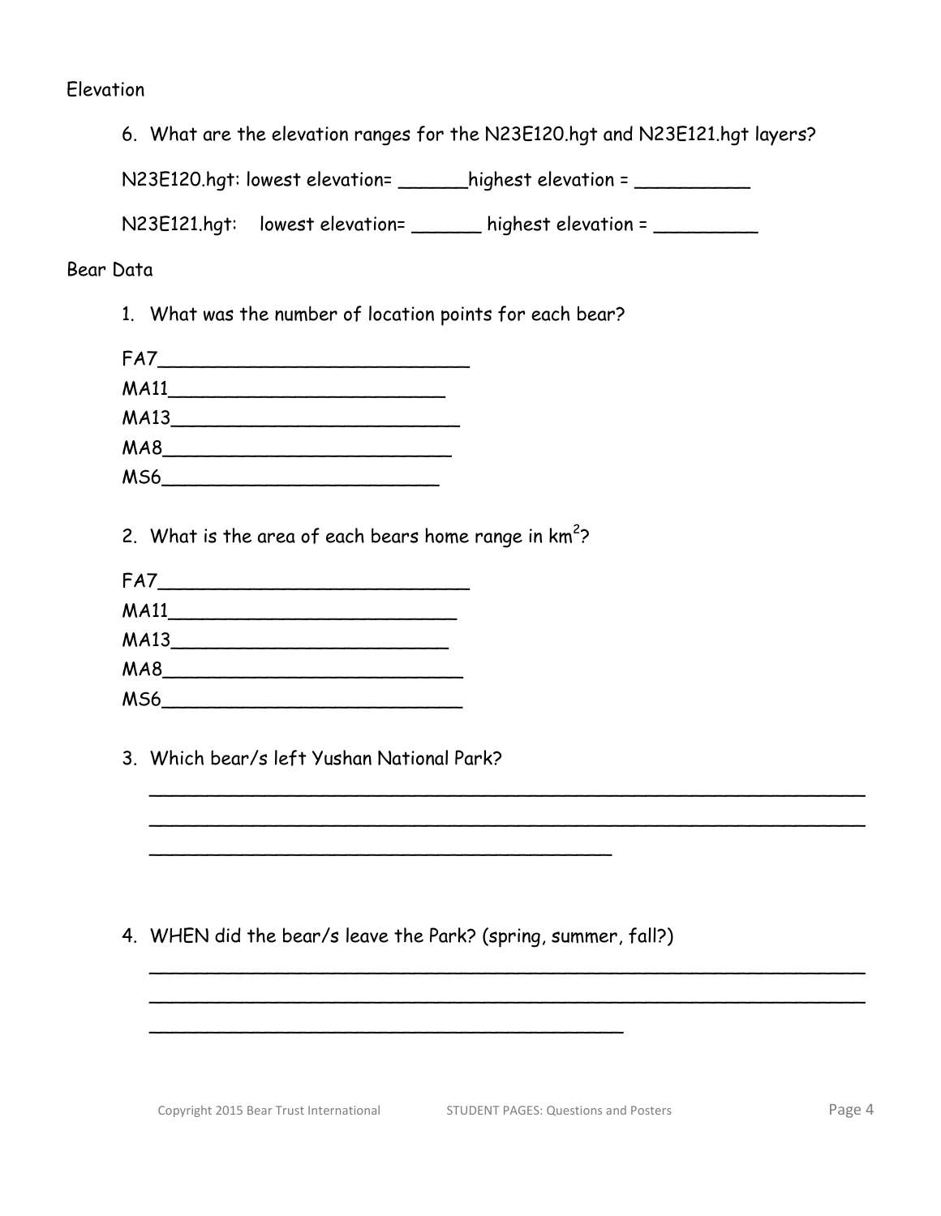## Elevation

6. What are the elevation ranges for the N23E120.hgt and N23E121.hgt layers?

   N23E120.hgt: lowest elevation= ______highest elevation = __________

   N23E121.hgt: lowest elevation= ______ highest elevation = _________

## Bear Data

1. What was the number of location points for each bear?

   FA7____________________________
   MA11_________________________
   MA13__________________________
   MA8___________________________
   MS6__________________________

2. What is the area of each bears home range in $km^2$?

   FA7____________________________
   MA11__________________________
   MA13_________________________
   MA8___________________________
   MS6___________________________

3. Which bear/s left Yushan National Park?

   ________________________________________________________________
   ________________________________________________________________
   ___________________________________________

4. WHEN did the bear/s leave the Park? (spring, summer, fall?)

   ________________________________________________________________
   ________________________________________________________________
   ___________________________________________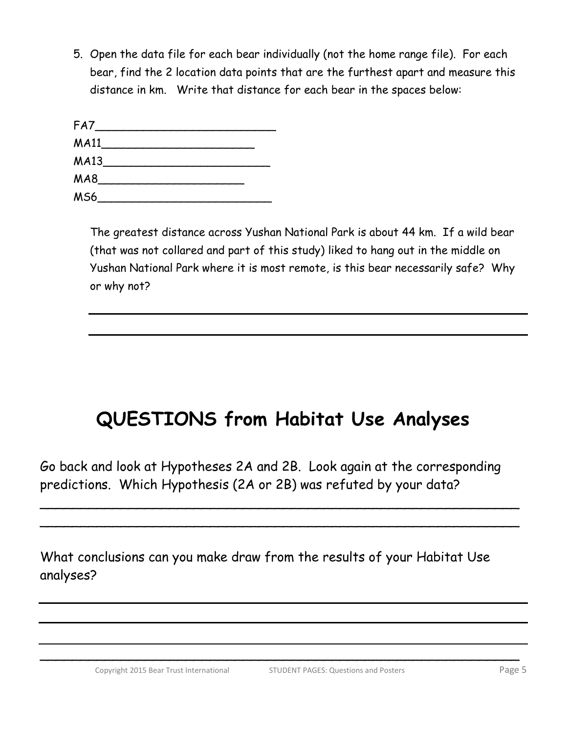5. Open the data file for each bear individually (not the home range file). For each bear, find the 2 location data points that are the furthest apart and measure this distance in km. Write that distance for each bear in the spaces below:

FA7__________________________

MA11______________________

MA13_________________________

MA8_____________________

MS6_________________________

The greatest distance across Yushan National Park is about 44 km. If a wild bear (that was not collared and part of this study) liked to hang out in the middle on Yushan National Park where it is most remote, is this bear necessarily safe? Why or why not?

______________________________________________________________

______________________________________________________________

# QUESTIONS from Habitat Use Analyses

Go back and look at Hypotheses 2A and 2B. Look again at the corresponding predictions. Which Hypothesis (2A or 2B) was refuted by your data?

______________________________________________________________

______________________________________________________________

What conclusions can you make draw from the results of your Habitat Use analyses?

______________________________________________________________

______________________________________________________________

______________________________________________________________

______________________________________________________________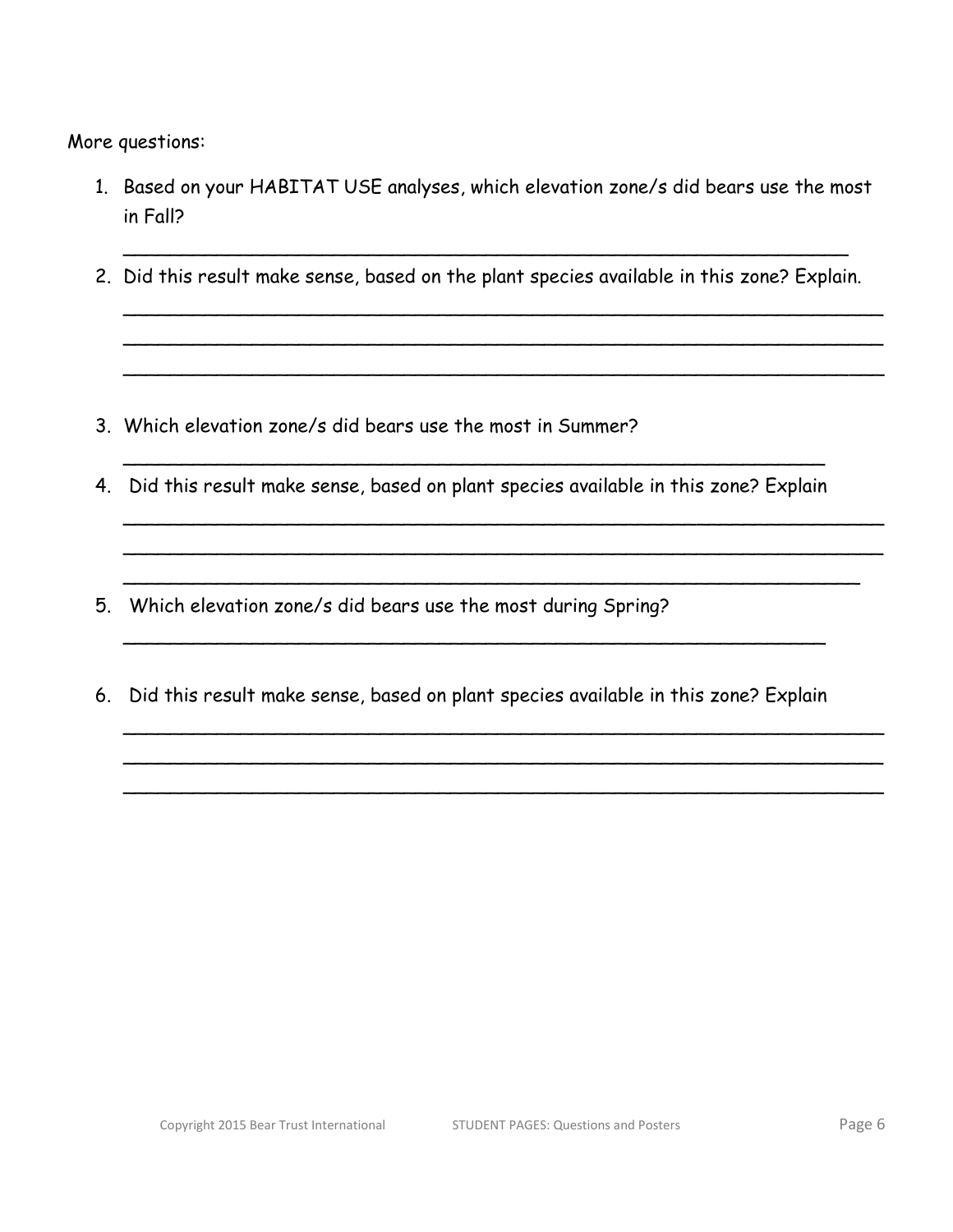More questions:

1. Based on your HABITAT USE analyses, which elevation zone/s did bears use the most in Fall?

   ______________________________________________________________

2. Did this result make sense, based on the plant species available in this zone? Explain.

   ______________________________________________________________
   ______________________________________________________________
   ______________________________________________________________

3. Which elevation zone/s did bears use the most in Summer?

   ______________________________________________________________

4. Did this result make sense, based on plant species available in this zone? Explain

   ______________________________________________________________
   ______________________________________________________________
   ______________________________________________________________

5. Which elevation zone/s did bears use the most during Spring?

   ______________________________________________________________

6. Did this result make sense, based on plant species available in this zone? Explain

   ______________________________________________________________
   ______________________________________________________________
   ______________________________________________________________

Copyright 2015 Bear Trust International STUDENT PAGES: Questions and Posters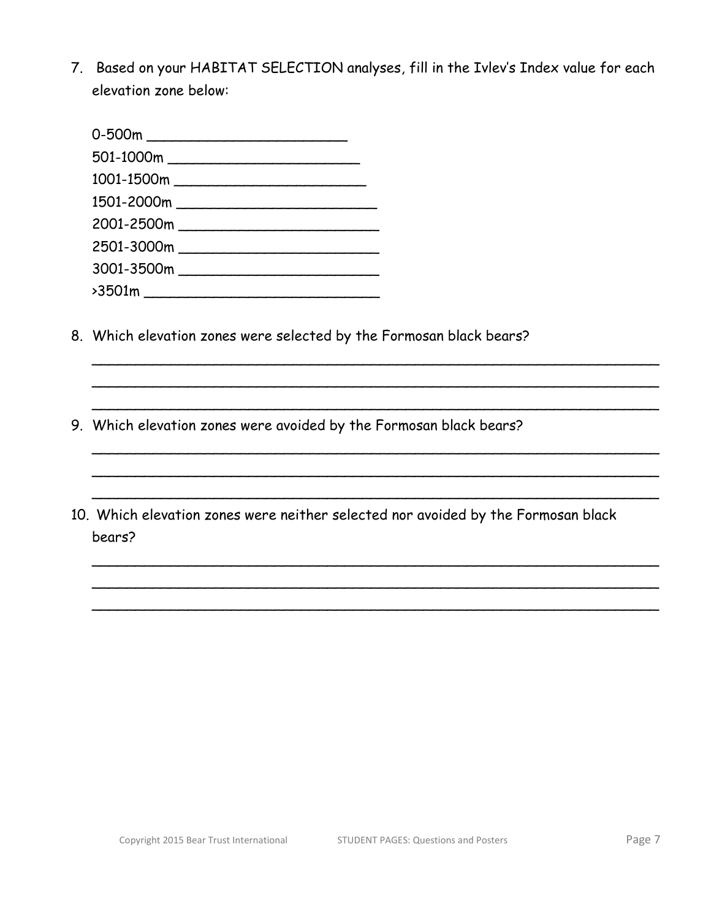7. Based on your HABITAT SELECTION analyses, fill in the Ivlev's Index value for each elevation zone below:

   0-500m ________________________
   501-1000m ______________________
   1001-1500m ______________________
   1501-2000m _______________________
   2001-2500m _______________________
   2501-3000m _______________________
   3001-3500m _______________________
   >3501m ___________________________

8. Which elevation zones were selected by the Formosan black bears?

   ___________________________________________________________________
   ___________________________________________________________________
   ___________________________________________________________________

9. Which elevation zones were avoided by the Formosan black bears?

   ___________________________________________________________________
   ___________________________________________________________________
   ___________________________________________________________________

10. Which elevation zones were neither selected nor avoided by the Formosan black bears?

    ___________________________________________________________________
    ___________________________________________________________________
    ___________________________________________________________________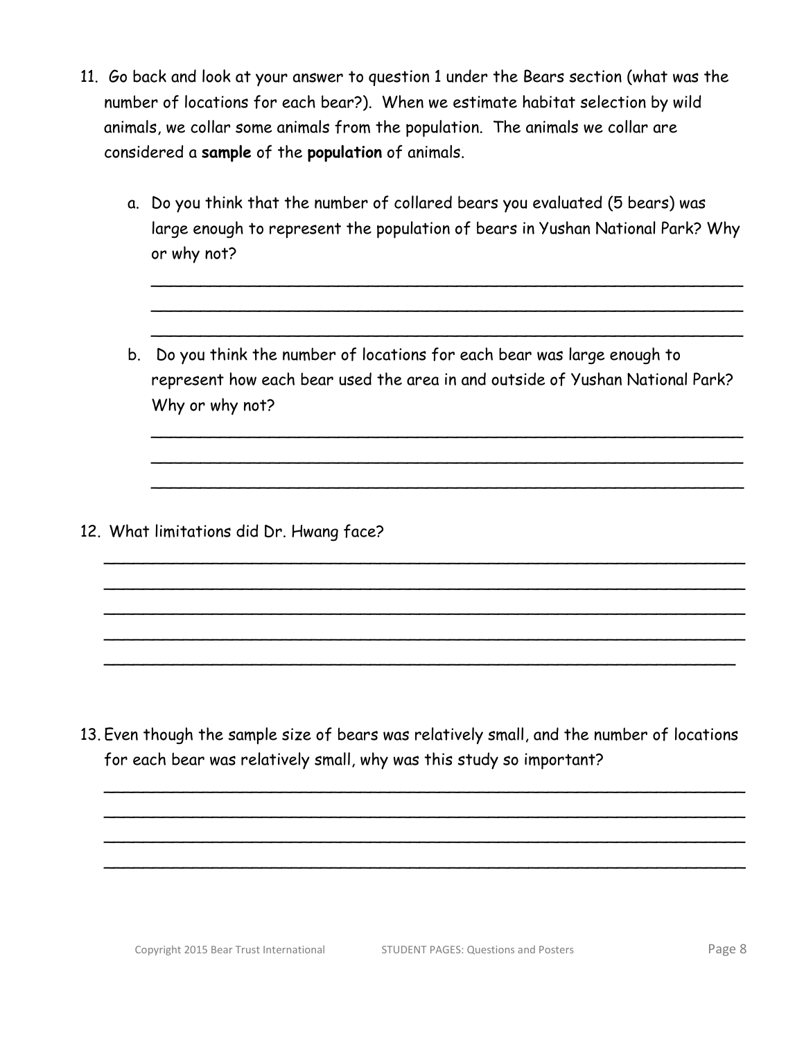11. Go back and look at your answer to question 1 under the Bears section (what was the number of locations for each bear?). When we estimate habitat selection by wild animals, we collar some animals from the population. The animals we collar are considered a **sample** of the **population** of animals.

    a. Do you think that the number of collared bears you evaluated (5 bears) was large enough to represent the population of bears in Yushan National Park? Why or why not?

    ______________________________________________________________

    ______________________________________________________________

    ______________________________________________________________

    b. Do you think the number of locations for each bear was large enough to represent how each bear used the area in and outside of Yushan National Park? Why or why not?

    ______________________________________________________________

    ______________________________________________________________

    ______________________________________________________________

12. What limitations did Dr. Hwang face?

    ______________________________________________________________

    ______________________________________________________________

    ______________________________________________________________

    ______________________________________________________________

    ______________________________________________________________

13. Even though the sample size of bears was relatively small, and the number of locations for each bear was relatively small, why was this study so important?

    ______________________________________________________________

    ______________________________________________________________

    ______________________________________________________________

    ______________________________________________________________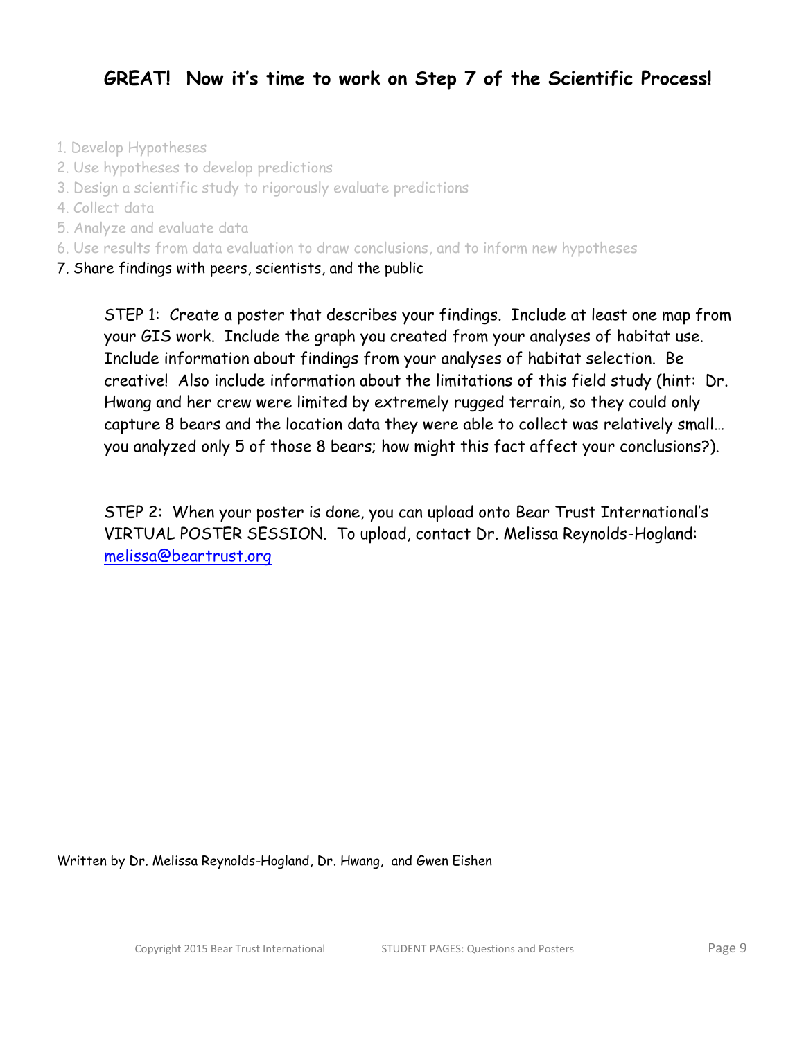## GREAT! Now it's time to work on Step 7 of the Scientific Process!

1. Develop Hypotheses
2. Use hypotheses to develop predictions
3. Design a scientific study to rigorously evaluate predictions
4. Collect data
5. Analyze and evaluate data
6. Use results from data evaluation to draw conclusions, and to inform new hypotheses
7. Share findings with peers, scientists, and the public

STEP 1: Create a poster that describes your findings. Include at least one map from your GIS work. Include the graph you created from your analyses of habitat use. Include information about findings from your analyses of habitat selection. Be creative! Also include information about the limitations of this field study (hint: Dr. Hwang and her crew were limited by extremely rugged terrain, so they could only capture 8 bears and the location data they were able to collect was relatively small… you analyzed only 5 of those 8 bears; how might this fact affect your conclusions?).

STEP 2: When your poster is done, you can upload onto Bear Trust International's VIRTUAL POSTER SESSION. To upload, contact Dr. Melissa Reynolds-Hogland: melissa@beartrust.org

Written by Dr. Melissa Reynolds-Hogland, Dr. Hwang, and Gwen Eishen